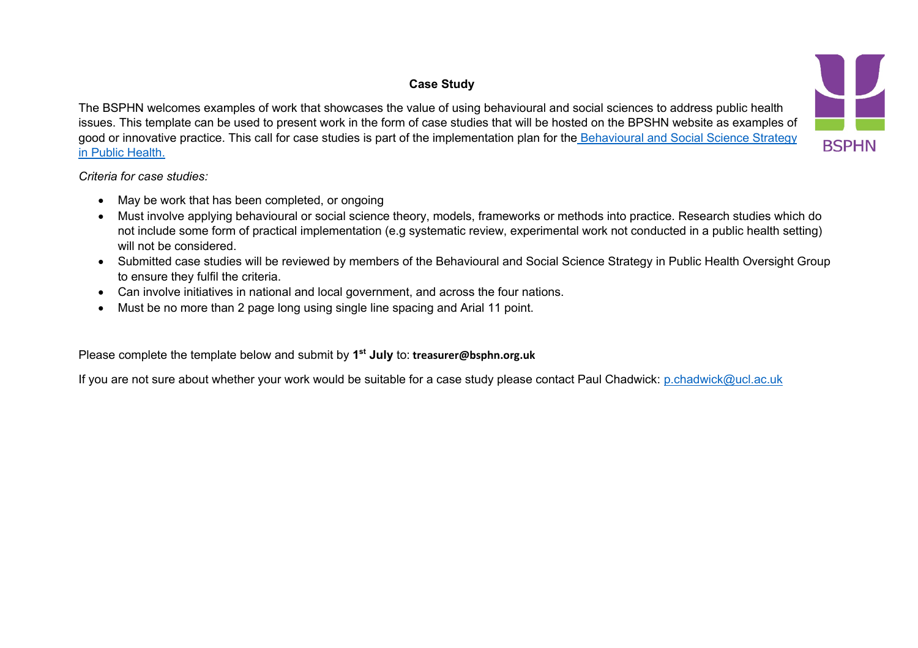# Case Study

The BSPHN welcomes examples of work that showcases the value of using behavioural and social sciences to address public health issues. This template can be used to present work in the form of case studies that will be hosted on the BPSHN website as examples of good or innovative practice. This call for case studies is part of the implementation plan for the [Behavioural and Social Science Strategy in Public Health.]()

*Criteria for case studies:*

- May be work that has been completed, or ongoing
- Must involve applying behavioural or social science theory, models, frameworks or methods into practice. Research studies which do not include some form of practical implementation (e.g systematic review, experimental work not conducted in a public health setting) will not be considered.
- Submitted case studies will be reviewed by members of the Behavioural and Social Science Strategy in Public Health Oversight Group to ensure they fulfil the criteria.
- Can involve initiatives in national and local government, and across the four nations.
- Must be no more than 2 page long using single line spacing and Arial 11 point.

Please complete the template below and submit by **1st July** to: **treasurer@bsphn.org.uk**

If you are not sure about whether your work would be suitable for a case study please contact Paul Chadwick: p.chadwick@ucl.ac.uk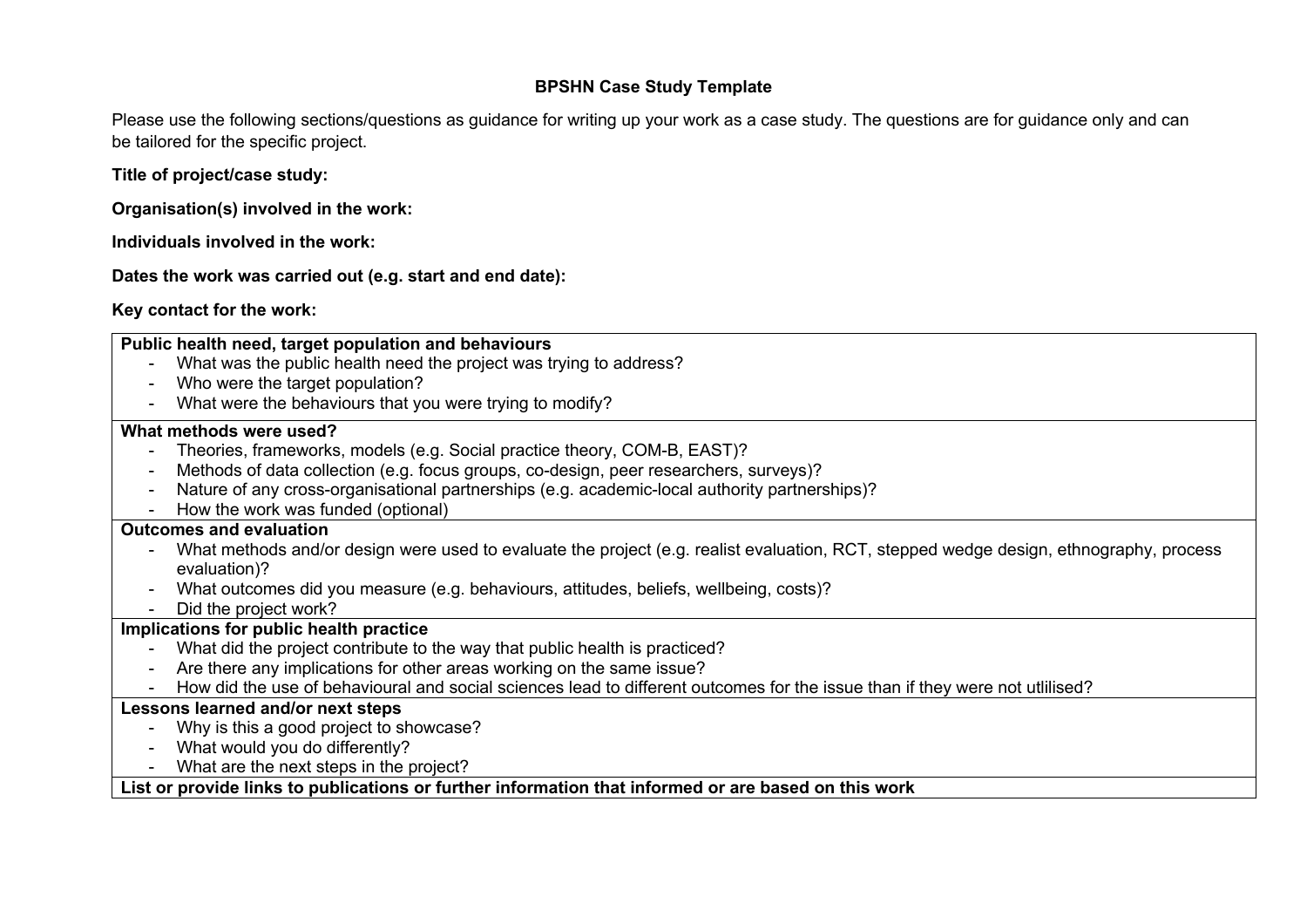# BPSHN Case Study Template

Please use the following sections/questions as guidance for writing up your work as a case study. The questions are for guidance only and can be tailored for the specific project.

**Title of project/case study:**

**Organisation(s) involved in the work:**

**Individuals involved in the work:**

**Dates the work was carried out (e.g. start and end date):**

**Key contact for the work:**

| |
|---|
| **Public health need, target population and behaviours**<br>- What was the public health need the project was trying to address?<br>- Who were the target population?<br>- What were the behaviours that you were trying to modify? |
| **What methods were used?**<br>- Theories, frameworks, models (e.g. Social practice theory, COM-B, EAST)?<br>- Methods of data collection (e.g. focus groups, co-design, peer researchers, surveys)?<br>- Nature of any cross-organisational partnerships (e.g. academic-local authority partnerships)?<br>- How the work was funded (optional) |
| **Outcomes and evaluation**<br>- What methods and/or design were used to evaluate the project (e.g. realist evaluation, RCT, stepped wedge design, ethnography, process evaluation)?<br>- What outcomes did you measure (e.g. behaviours, attitudes, beliefs, wellbeing, costs)?<br>- Did the project work? |
| **Implications for public health practice**<br>- What did the project contribute to the way that public health is practiced?<br>- Are there any implications for other areas working on the same issue?<br>- How did the use of behavioural and social sciences lead to different outcomes for the issue than if they were not utlilised? |
| **Lessons learned and/or next steps**<br>- Why is this a good project to showcase?<br>- What would you do differently?<br>- What are the next steps in the project? |
| **List or provide links to publications or further information that informed or are based on this work** |